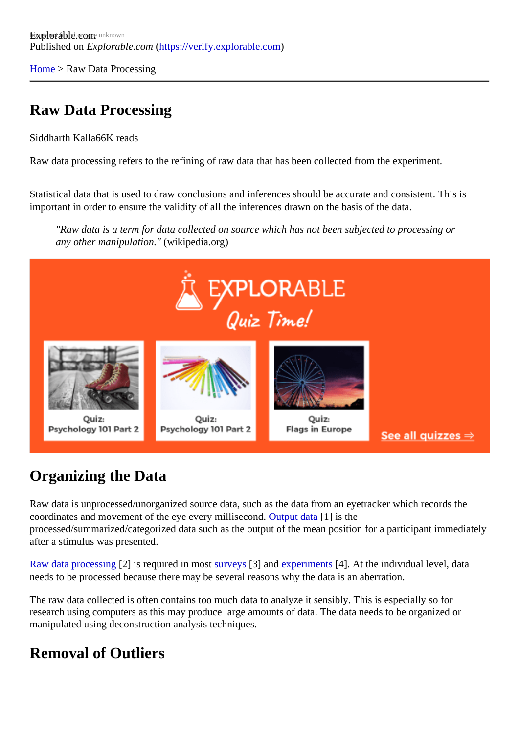Published on *Explorable.com* (https://verify.explorable.com)

Home > Raw Data Processing

# Raw Data Processing

Siddharth Kalla66K reads

Raw data processing refers to the refining of raw data that has been collected from the experiment.

Statistical data that is used to draw conclusions and inferences should be accurate and consistent. This is important in order to ensure the validity of all the inferences drawn on the basis of the data.

> *"Raw data is a term for data collected on source which has not been subjected to processing or any other manipulation."* (wikipedia.org)

## Organizing the Data

Raw data is unprocessed/unorganized source data, such as the data from an eyetracker which records the coordinates and movement of the eye every millisecond. Output data [1] is the processed/summarized/categorized data such as the output of the mean position for a participant immediately after a stimulus was presented.

Raw data processing [2] is required in most surveys [3] and experiments [4]. At the individual level, data needs to be processed because there may be several reasons why the data is an aberration.

The raw data collected is often contains too much data to analyze it sensibly. This is especially so for research using computers as this may produce large amounts of data. The data needs to be organized or manipulated using deconstruction analysis techniques.

## Removal of Outliers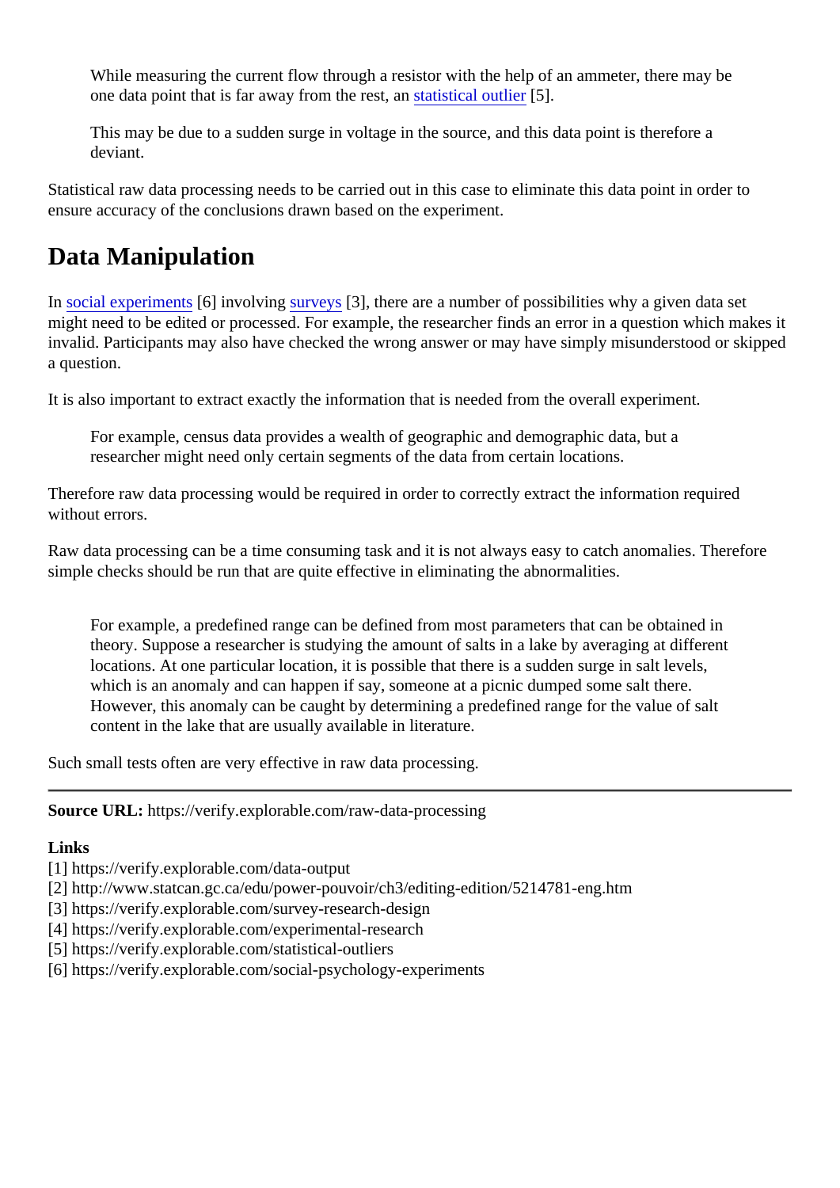> While measuring the current flow through a resistor with the help of an ammeter, there may be one data point that is far away from the rest, an statistical outlier [5].
>
> This may be due to a sudden surge in voltage in the source, and this data point is therefore a deviant.

Statistical raw data processing needs to be carried out in this case to eliminate this data point in order to ensure accuracy of the conclusions drawn based on the experiment.

## Data Manipulation

In social experiments [6] involving surveys [3], there are a number of possibilities why a given data set might need to be edited or processed. For example, the researcher finds an error in a question which makes it invalid. Participants may also have checked the wrong answer or may have simply misunderstood or skipped a question.

It is also important to extract exactly the information that is needed from the overall experiment.

> For example, census data provides a wealth of geographic and demographic data, but a researcher might need only certain segments of the data from certain locations.

Therefore raw data processing would be required in order to correctly extract the information required without errors.

Raw data processing can be a time consuming task and it is not always easy to catch anomalies. Therefore simple checks should be run that are quite effective in eliminating the abnormalities.

> For example, a predefined range can be defined from most parameters that can be obtained in theory. Suppose a researcher is studying the amount of salts in a lake by averaging at different locations. At one particular location, it is possible that there is a sudden surge in salt levels, which is an anomaly and can happen if say, someone at a picnic dumped some salt there. However, this anomaly can be caught by determining a predefined range for the value of salt content in the lake that are usually available in literature.

Such small tests often are very effective in raw data processing.

---

**Source URL:** https://verify.explorable.com/raw-data-processing

**Links**

[1] https://verify.explorable.com/data-output
[2] http://www.statcan.gc.ca/edu/power-pouvoir/ch3/editing-edition/5214781-eng.htm
[3] https://verify.explorable.com/survey-research-design
[4] https://verify.explorable.com/experimental-research
[5] https://verify.explorable.com/statistical-outliers
[6] https://verify.explorable.com/social-psychology-experiments